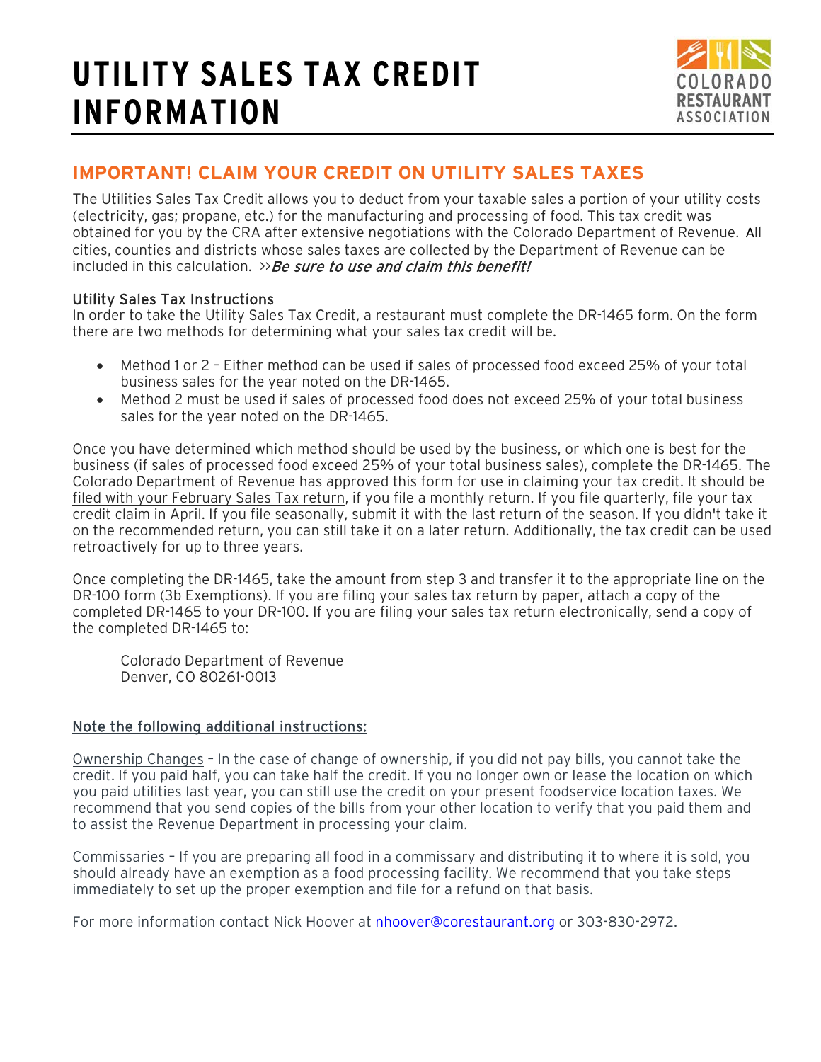# UTILITY SALES TAX CREDIT INFORMATION

## IMPORTANT! CLAIM YOUR CREDIT ON UTILITY SALES TAXES

The Utilities Sales Tax Credit allows you to deduct from your taxable sales a portion of your utility costs (electricity, gas; propane, etc.) for the manufacturing and processing of food. This tax credit was obtained for you by the CRA after extensive negotiations with the Colorado Department of Revenue. All cities, counties and districts whose sales taxes are collected by the Department of Revenue can be included in this calculation. >>*Be sure to use and claim this benefit!*

Utility Sales Tax Instructions

In order to take the Utility Sales Tax Credit, a restaurant must complete the DR-1465 form. On the form there are two methods for determining what your sales tax credit will be.

- Method 1 or 2 – Either method can be used if sales of processed food exceed 25% of your total business sales for the year noted on the DR-1465.
- Method 2 must be used if sales of processed food does not exceed 25% of your total business sales for the year noted on the DR-1465.

Once you have determined which method should be used by the business, or which one is best for the business (if sales of processed food exceed 25% of your total business sales), complete the DR-1465. The Colorado Department of Revenue has approved this form for use in claiming your tax credit. It should be filed with your February Sales Tax return, if you file a monthly return. If you file quarterly, file your tax credit claim in April. If you file seasonally, submit it with the last return of the season. If you didn't take it on the recommended return, you can still take it on a later return. Additionally, the tax credit can be used retroactively for up to three years.

Once completing the DR-1465, take the amount from step 3 and transfer it to the appropriate line on the DR-100 form (3b Exemptions). If you are filing your sales tax return by paper, attach a copy of the completed DR-1465 to your DR-100. If you are filing your sales tax return electronically, send a copy of the completed DR-1465 to:

Colorado Department of Revenue  
Denver, CO 80261-0013

Note the following additional instructions:

Ownership Changes – In the case of change of ownership, if you did not pay bills, you cannot take the credit. If you paid half, you can take half the credit. If you no longer own or lease the location on which you paid utilities last year, you can still use the credit on your present foodservice location taxes. We recommend that you send copies of the bills from your other location to verify that you paid them and to assist the Revenue Department in processing your claim.

Commissaries – If you are preparing all food in a commissary and distributing it to where it is sold, you should already have an exemption as a food processing facility. We recommend that you take steps immediately to set up the proper exemption and file for a refund on that basis.

For more information contact Nick Hoover at nhoover@corestaurant.org or 303-830-2972.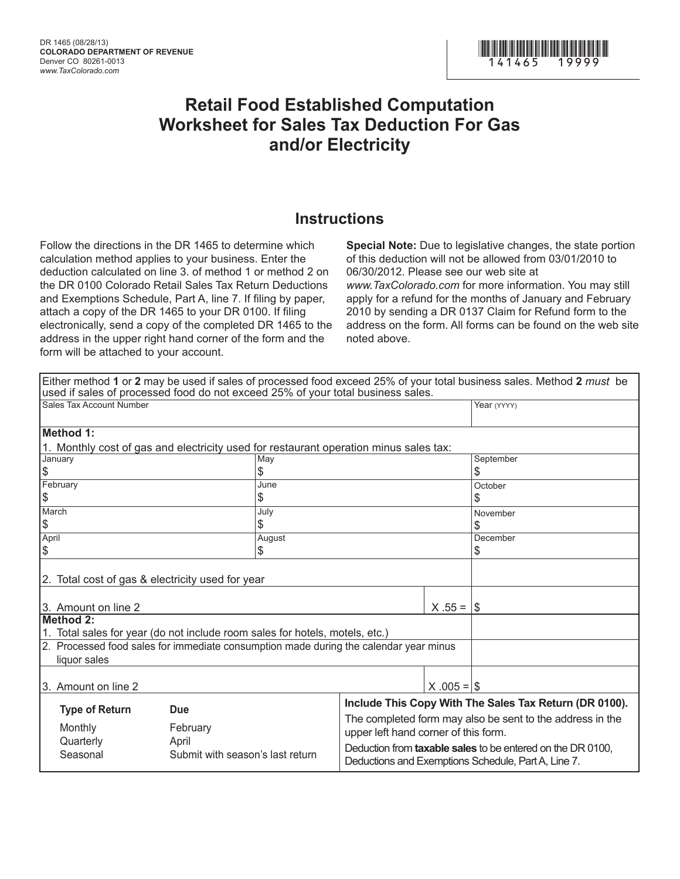DR 1465 (08/28/13)
**COLORADO DEPARTMENT OF REVENUE**
Denver CO 80261-0013
*www.TaxColorado.com*

141465 19999

# Retail Food Established Computation Worksheet for Sales Tax Deduction For Gas and/or Electricity

## Instructions

Follow the directions in the DR 1465 to determine which calculation method applies to your business. Enter the deduction calculated on line 3. of method 1 or method 2 on the DR 0100 Colorado Retail Sales Tax Return Deductions and Exemptions Schedule, Part A, line 7. If filing by paper, attach a copy of the DR 1465 to your DR 0100. If filing electronically, send a copy of the completed DR 1465 to the address in the upper right hand corner of the form and the form will be attached to your account.

**Special Note:** Due to legislative changes, the state portion of this deduction will not be allowed from 03/01/2010 to 06/30/2012. Please see our web site at *www.TaxColorado.com* for more information. You may still apply for a refund for the months of January and February 2010 by sending a DR 0137 Claim for Refund form to the address on the form. All forms can be found on the web site noted above.

Either method **1** or **2** may be used if sales of processed food exceed 25% of your total business sales. Method **2** *must* be used if sales of processed food do not exceed 25% of your total business sales.

| Sales Tax Account Number | Year (YYYY) |
|---|---|
| | |

**Method 1:**

1. Monthly cost of gas and electricity used for restaurant operation minus sales tax:

| | | |
|---|---|---|
| January $ | May $ | September $ |
| February $ | June $ | October $ |
| March $ | July $ | November $ |
| April $ | August $ | December $ |

| | | |
|---|---|---|
| 2. Total cost of gas & electricity used for year | | |
| 3. Amount on line 2 | X .55 = | $ |

**Method 2:**

| | | |
|---|---|---|
| 1. Total sales for year (do not include room sales for hotels, motels, etc.) | | |
| 2. Processed food sales for immediate consumption made during the calendar year minus liquor sales | | |
| 3. Amount on line 2 | X .005 = | $ |

| Type of Return | Due |
|---|---|
| Monthly | February |
| Quarterly | April |
| Seasonal | Submit with season's last return |

**Include This Copy With The Sales Tax Return (DR 0100).**

The completed form may also be sent to the address in the upper left hand corner of this form.

Deduction from **taxable sales** to be entered on the DR 0100, Deductions and Exemptions Schedule, Part A, Line 7.